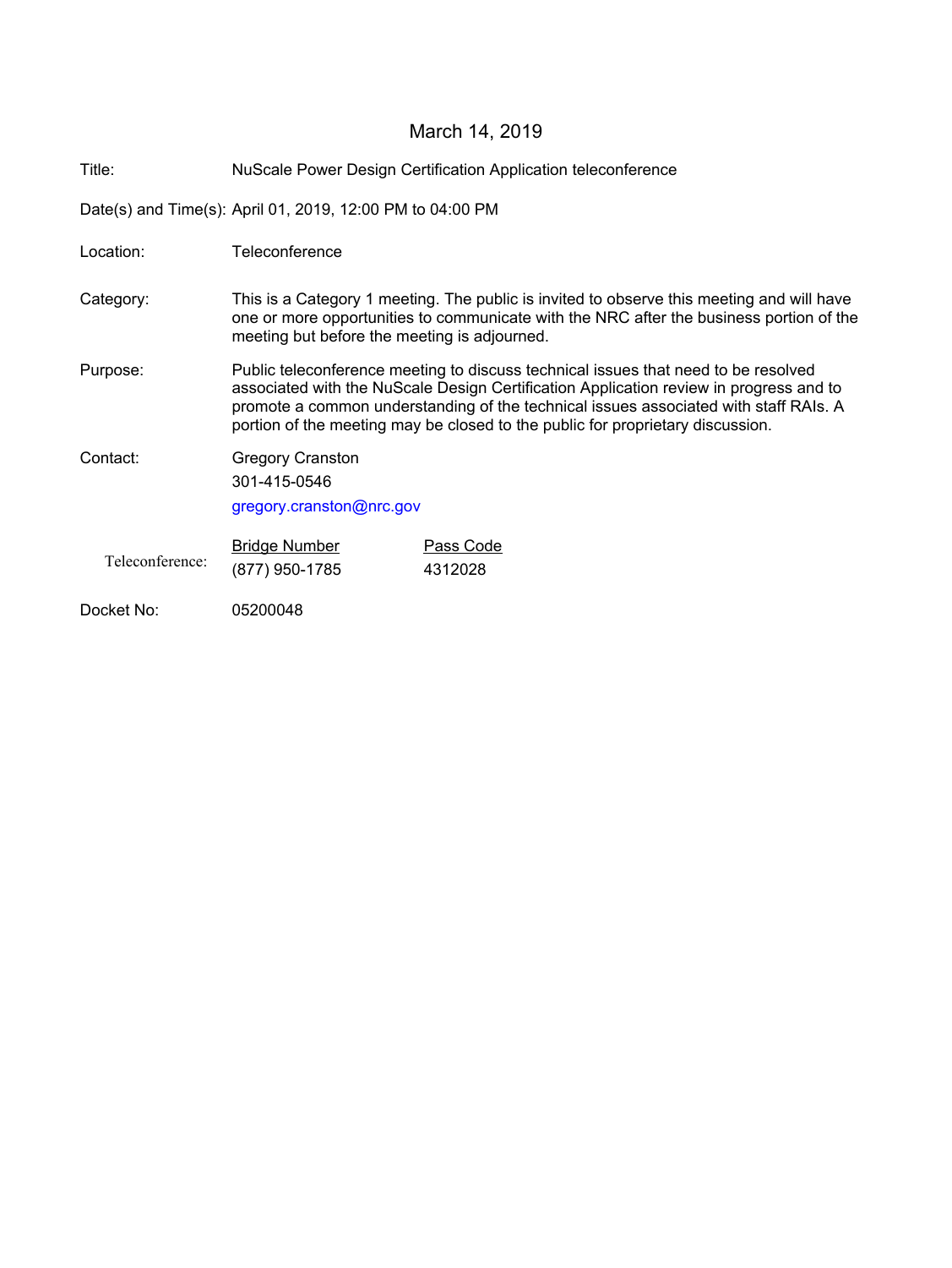March 14, 2019

| | |
|---|---|
| Title: | NuScale Power Design Certification Application teleconference |
| Date(s) and Time(s): | April 01, 2019, 12:00 PM to 04:00 PM |
| Location: | Teleconference |
| Category: | This is a Category 1 meeting. The public is invited to observe this meeting and will have one or more opportunities to communicate with the NRC after the business portion of the meeting but before the meeting is adjourned. |
| Purpose: | Public teleconference meeting to discuss technical issues that need to be resolved associated with the NuScale Design Certification Application review in progress and to promote a common understanding of the technical issues associated with staff RAIs. A portion of the meeting may be closed to the public for proprietary discussion. |
| Contact: | Gregory Cranston<br>301-415-0546<br>gregory.cranston@nrc.gov |

| Teleconference: | Bridge Number | Pass Code |
|---|---|---|
| | (877) 950-1785 | 4312028 |

Docket No: 05200048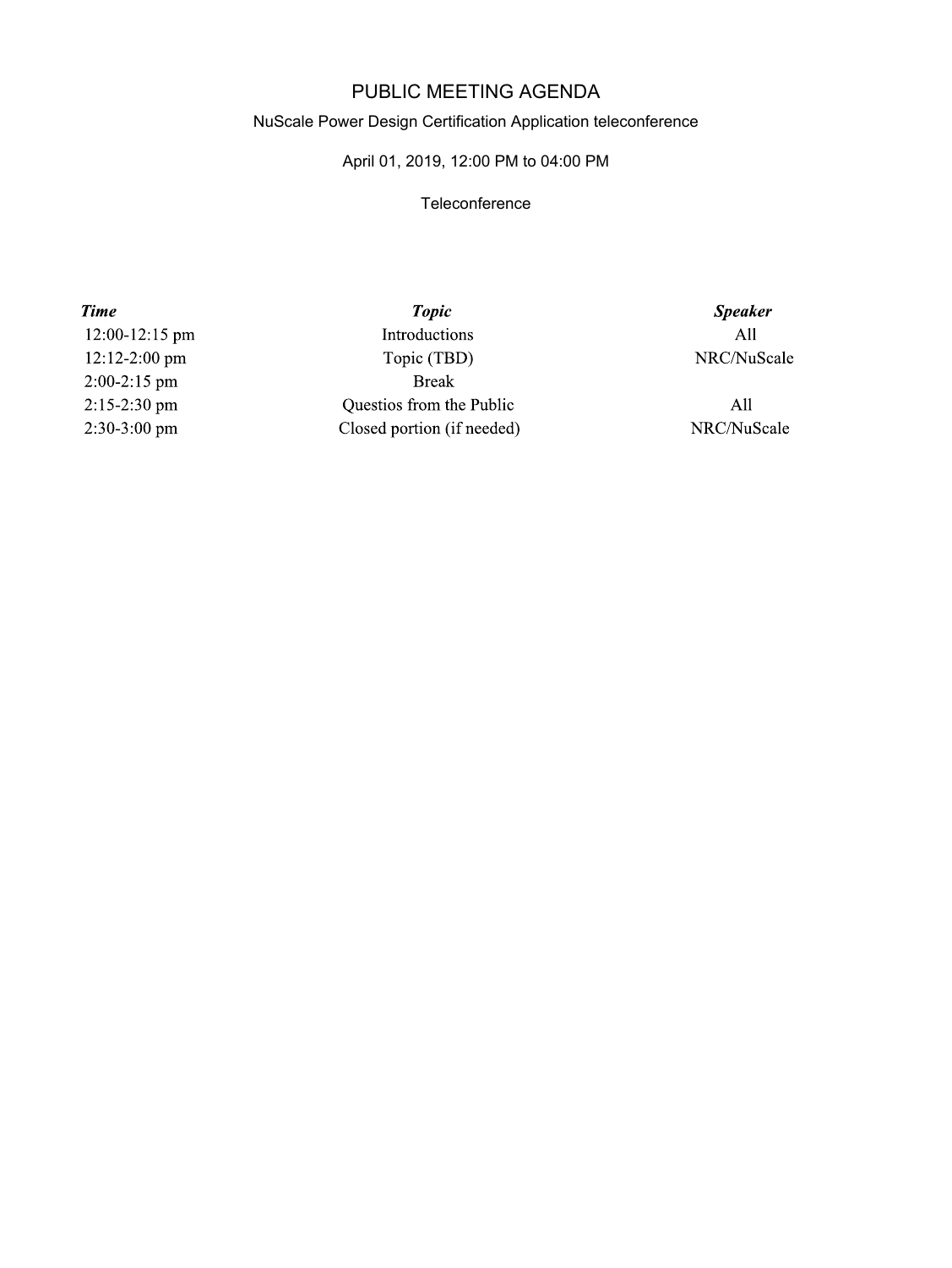# PUBLIC MEETING AGENDA

NuScale Power Design Certification Application teleconference

April 01, 2019, 12:00 PM to 04:00 PM

Teleconference

| *Time* | *Topic* | *Speaker* |
|---|---|---|
| 12:00-12:15 pm | Introductions | All |
| 12:12-2:00 pm | Topic (TBD) | NRC/NuScale |
| 2:00-2:15 pm | Break | |
| 2:15-2:30 pm | Questios from the Public | All |
| 2:30-3:00 pm | Closed portion (if needed) | NRC/NuScale |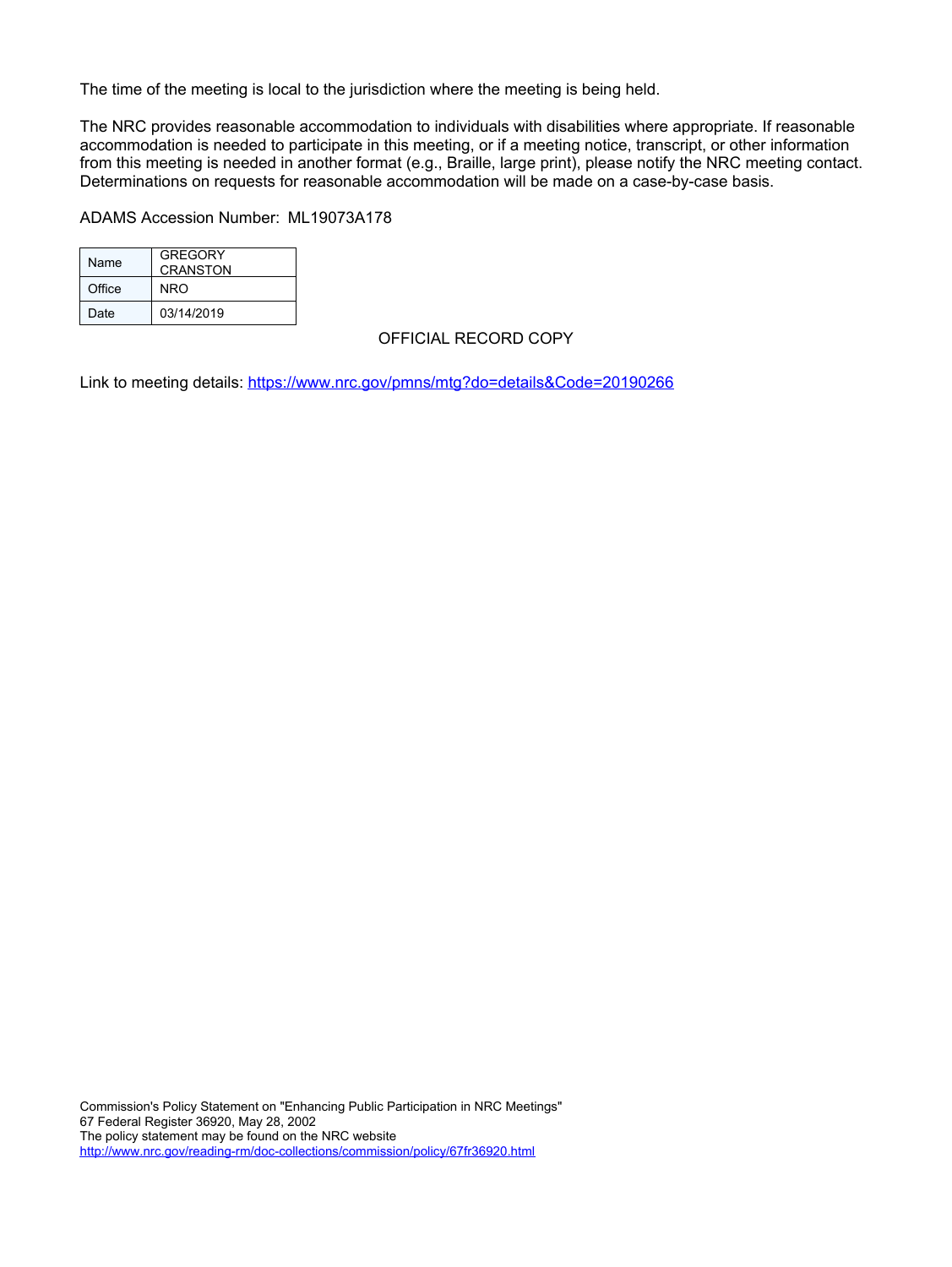The time of the meeting is local to the jurisdiction where the meeting is being held.

The NRC provides reasonable accommodation to individuals with disabilities where appropriate. If reasonable accommodation is needed to participate in this meeting, or if a meeting notice, transcript, or other information from this meeting is needed in another format (e.g., Braille, large print), please notify the NRC meeting contact. Determinations on requests for reasonable accommodation will be made on a case-by-case basis.

ADAMS Accession Number: ML19073A178

| | |
|---|---|
| Name | GREGORY CRANSTON |
| Office | NRO |
| Date | 03/14/2019 |

OFFICIAL RECORD COPY

Link to meeting details: https://www.nrc.gov/pmns/mtg?do=details&Code=20190266

Commission's Policy Statement on "Enhancing Public Participation in NRC Meetings"
67 Federal Register 36920, May 28, 2002
The policy statement may be found on the NRC website
http://www.nrc.gov/reading-rm/doc-collections/commission/policy/67fr36920.html